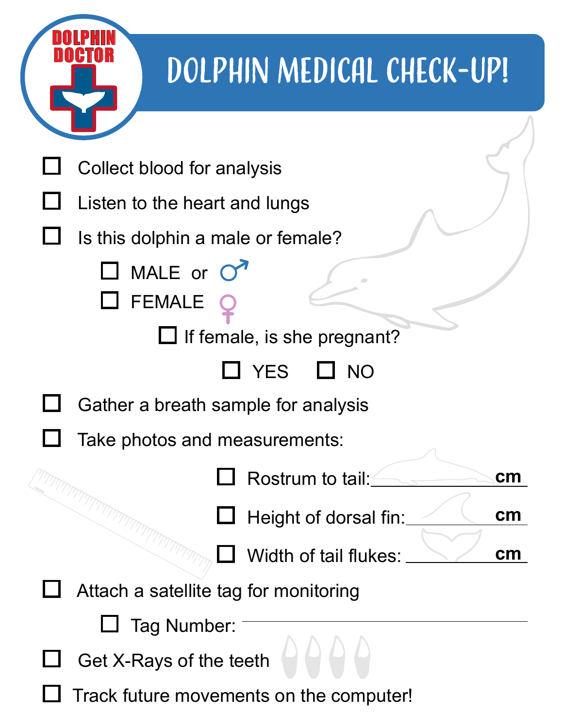DOLPHIN DOCTOR

# DOLPHIN MEDICAL CHECK-UP!

- [ ] Collect blood for analysis
- [ ] Listen to the heart and lungs
- [ ] Is this dolphin a male or female?
  - [ ] MALE or ♂
  - [ ] FEMALE ♀
    - [ ] If female, is she pregnant?
      - [ ] YES
      - [ ] NO
- [ ] Gather a breath sample for analysis
- [ ] Take photos and measurements:
  - [ ] Rostrum to tail: ____________ cm
  - [ ] Height of dorsal fin: ____________ cm
  - [ ] Width of tail flukes: ____________ cm
- [ ] Attach a satellite tag for monitoring
  - [ ] Tag Number: ____________
- [ ] Get X-Rays of the teeth
- [ ] Track future movements on the computer!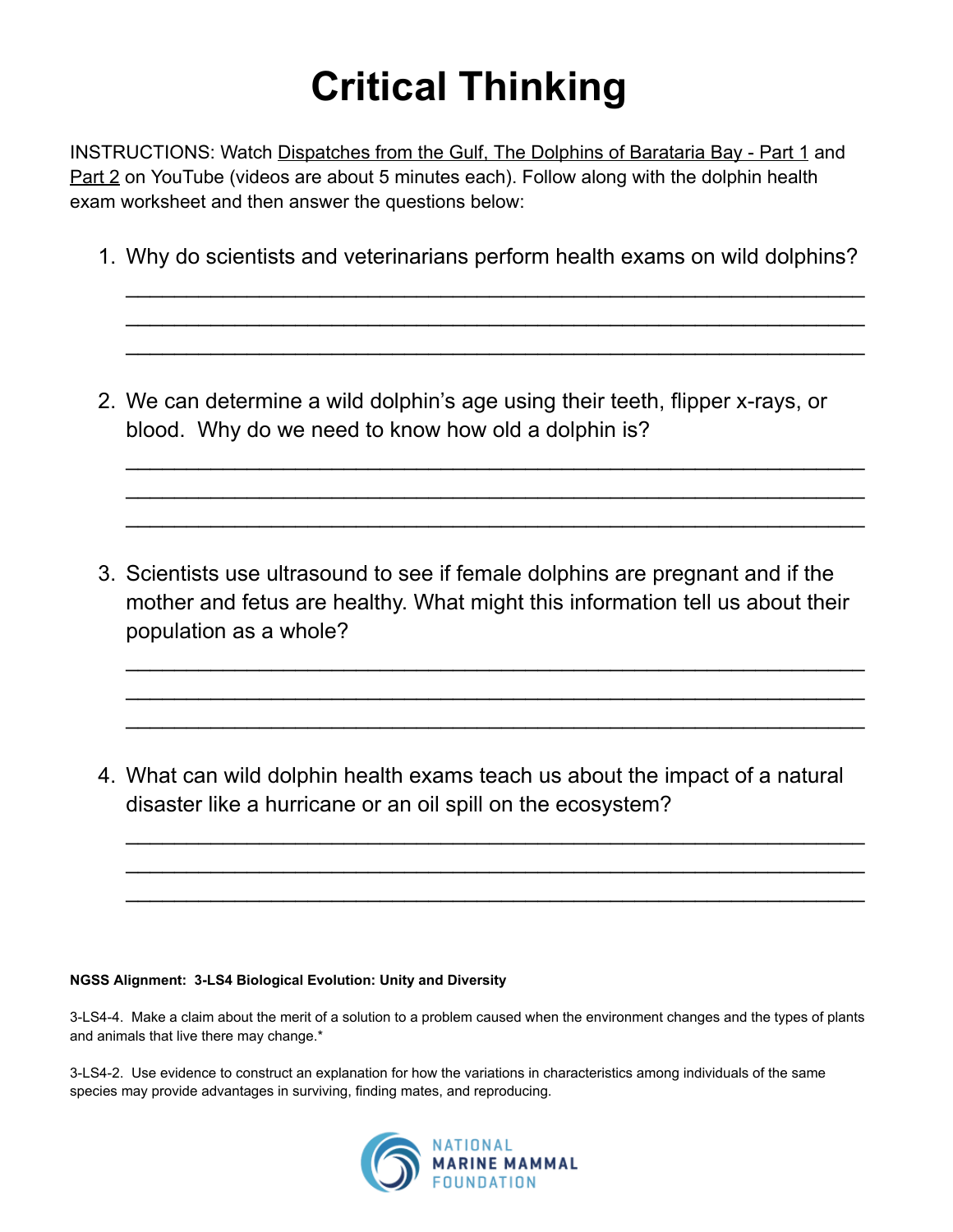# Critical Thinking

INSTRUCTIONS: Watch Dispatches from the Gulf, The Dolphins of Barataria Bay - Part 1 and Part 2 on YouTube (videos are about 5 minutes each). Follow along with the dolphin health exam worksheet and then answer the questions below:

1. Why do scientists and veterinarians perform health exams on wild dolphins?

___________________________________________________________
___________________________________________________________
___________________________________________________________

2. We can determine a wild dolphin's age using their teeth, flipper x-rays, or blood. Why do we need to know how old a dolphin is?

___________________________________________________________
___________________________________________________________
___________________________________________________________

3. Scientists use ultrasound to see if female dolphins are pregnant and if the mother and fetus are healthy. What might this information tell us about their population as a whole?

___________________________________________________________
___________________________________________________________
___________________________________________________________

4. What can wild dolphin health exams teach us about the impact of a natural disaster like a hurricane or an oil spill on the ecosystem?

___________________________________________________________
___________________________________________________________
___________________________________________________________

**NGSS Alignment: 3-LS4 Biological Evolution: Unity and Diversity**

3-LS4-4. Make a claim about the merit of a solution to a problem caused when the environment changes and the types of plants and animals that live there may change.*

3-LS4-2. Use evidence to construct an explanation for how the variations in characteristics among individuals of the same species may provide advantages in surviving, finding mates, and reproducing.

NATIONAL MARINE MAMMAL FOUNDATION